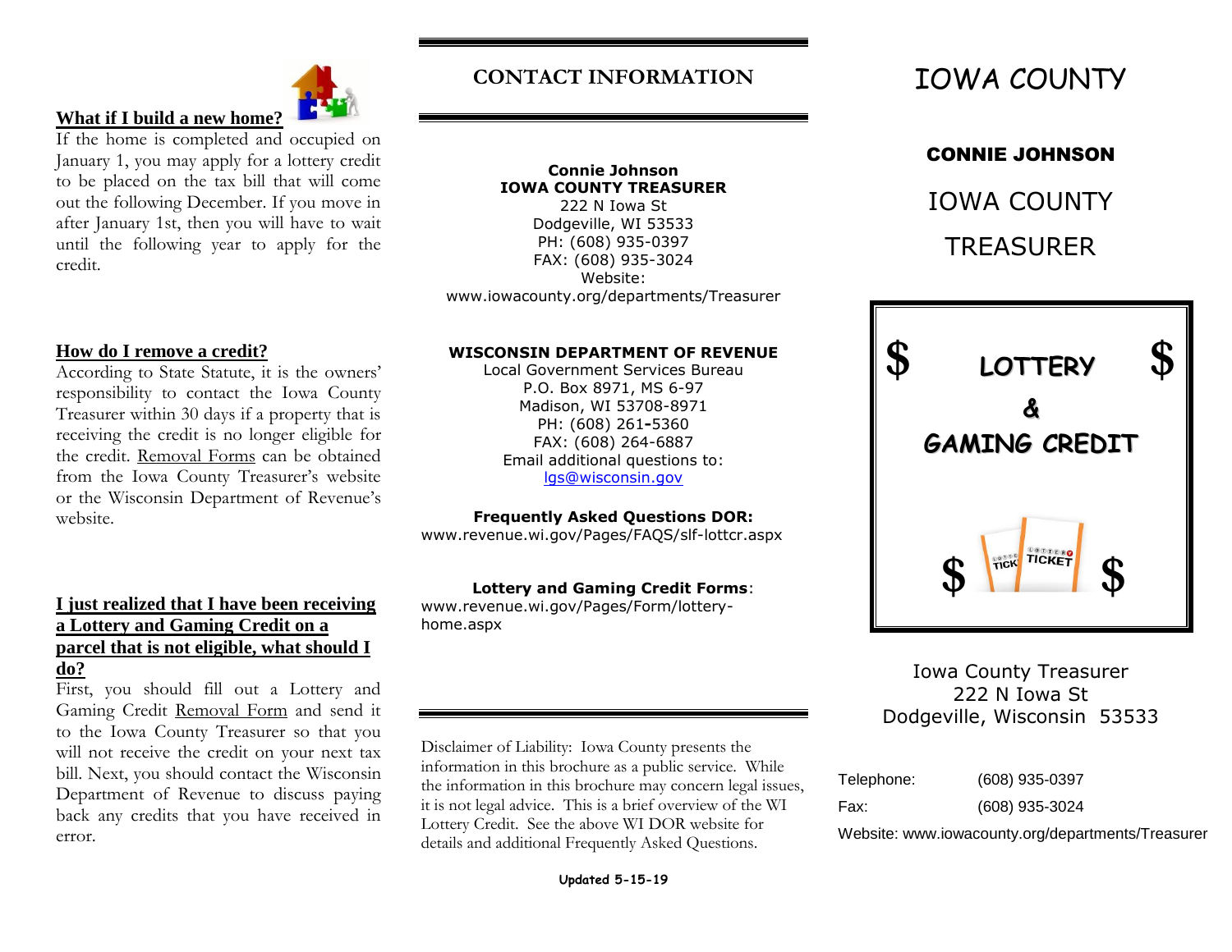### What if I build a new home?

If the home is completed and occupied on January 1, you may apply for a lottery credit to be placed on the tax bill that will come out the following December. If you move in after January 1st, then you will have to wait until the following year to apply for the credit.

### How do I remove a credit?

According to State Statute, it is the owners' responsibility to contact the Iowa County Treasurer within 30 days if a property that is receiving the credit is no longer eligible for the credit. Removal Forms can be obtained from the Iowa County Treasurer's website or the Wisconsin Department of Revenue's website.

### I just realized that I have been receiving a Lottery and Gaming Credit on a parcel that is not eligible, what should I do?

First, you should fill out a Lottery and Gaming Credit Removal Form and send it to the Iowa County Treasurer so that you will not receive the credit on your next tax bill. Next, you should contact the Wisconsin Department of Revenue to discuss paying back any credits that you have received in error.

## CONTACT INFORMATION

**Connie Johnson**
**IOWA COUNTY TREASURER**
222 N Iowa St
Dodgeville, WI 53533
PH: (608) 935-0397
FAX: (608) 935-3024
Website:
www.iowacounty.org/departments/Treasurer

**WISCONSIN DEPARTMENT OF REVENUE**
Local Government Services Bureau
P.O. Box 8971, MS 6-97
Madison, WI 53708-8971
PH: (608) 261-5360
FAX: (608) 264-6887
Email additional questions to:
lgs@wisconsin.gov

**Frequently Asked Questions DOR:**
www.revenue.wi.gov/Pages/FAQS/slf-lottcr.aspx

**Lottery and Gaming Credit Forms**:
www.revenue.wi.gov/Pages/Form/lottery-home.aspx

Disclaimer of Liability: Iowa County presents the information in this brochure as a public service. While the information in this brochure may concern legal issues, it is not legal advice. This is a brief overview of the WI Lottery Credit. See the above WI DOR website for details and additional Frequently Asked Questions.

**Updated 5-15-19**

# IOWA COUNTY

**CONNIE JOHNSON**

IOWA COUNTY

TREASURER

$ **LOTTERY** $

**&**

**GAMING CREDIT**

$ $

Iowa County Treasurer
222 N Iowa St
Dodgeville, Wisconsin 53533

Telephone: (608) 935-0397
Fax: (608) 935-3024
Website: www.iowacounty.org/departments/Treasurer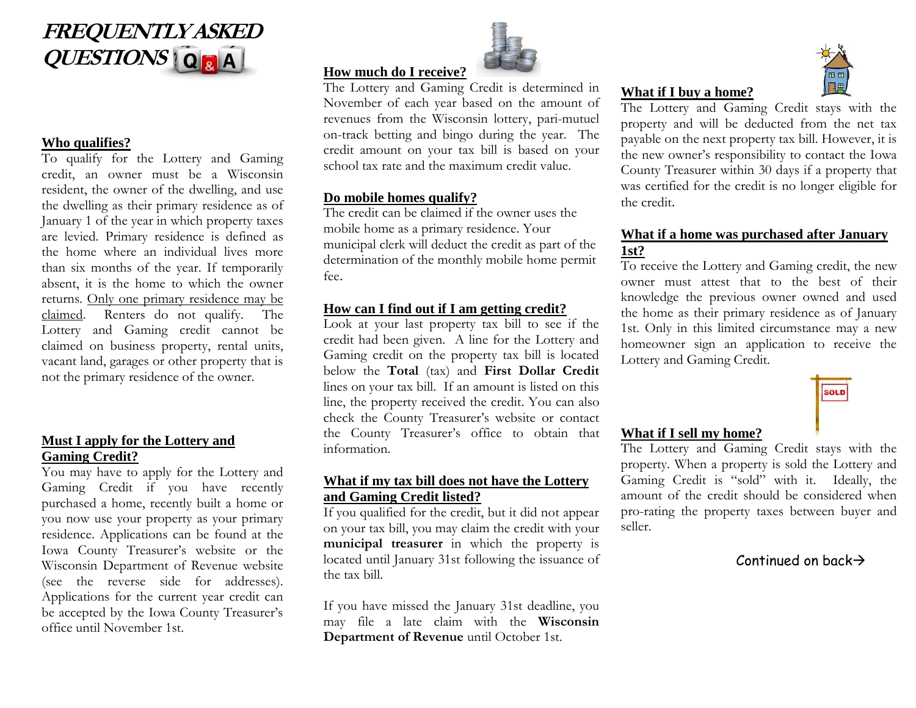# FREQUENTLY ASKED QUESTIONS

## Who qualifies?

To qualify for the Lottery and Gaming credit, an owner must be a Wisconsin resident, the owner of the dwelling, and use the dwelling as their primary residence as of January 1 of the year in which property taxes are levied. Primary residence is defined as the home where an individual lives more than six months of the year. If temporarily absent, it is the home to which the owner returns. Only one primary residence may be claimed. Renters do not qualify. The Lottery and Gaming credit cannot be claimed on business property, rental units, vacant land, garages or other property that is not the primary residence of the owner.

## Must I apply for the Lottery and Gaming Credit?

You may have to apply for the Lottery and Gaming Credit if you have recently purchased a home, recently built a home or you now use your property as your primary residence. Applications can be found at the Iowa County Treasurer's website or the Wisconsin Department of Revenue website (see the reverse side for addresses). Applications for the current year credit can be accepted by the Iowa County Treasurer's office until November 1st.

## How much do I receive?

The Lottery and Gaming Credit is determined in November of each year based on the amount of revenues from the Wisconsin lottery, pari-mutuel on-track betting and bingo during the year. The credit amount on your tax bill is based on your school tax rate and the maximum credit value.

## Do mobile homes qualify?

The credit can be claimed if the owner uses the mobile home as a primary residence. Your municipal clerk will deduct the credit as part of the determination of the monthly mobile home permit fee.

## How can I find out if I am getting credit?

Look at your last property tax bill to see if the credit had been given. A line for the Lottery and Gaming credit on the property tax bill is located below the **Total** (tax) and **First Dollar Credit** lines on your tax bill. If an amount is listed on this line, the property received the credit. You can also check the County Treasurer's website or contact the County Treasurer's office to obtain that information.

## What if my tax bill does not have the Lottery and Gaming Credit listed?

If you qualified for the credit, but it did not appear on your tax bill, you may claim the credit with your **municipal treasurer** in which the property is located until January 31st following the issuance of the tax bill.

If you have missed the January 31st deadline, you may file a late claim with the **Wisconsin Department of Revenue** until October 1st.

## What if I buy a home?

The Lottery and Gaming Credit stays with the property and will be deducted from the net tax payable on the next property tax bill. However, it is the new owner's responsibility to contact the Iowa County Treasurer within 30 days if a property that was certified for the credit is no longer eligible for the credit.

## What if a home was purchased after January 1st?

To receive the Lottery and Gaming credit, the new owner must attest that to the best of their knowledge the previous owner owned and used the home as their primary residence as of January 1st. Only in this limited circumstance may a new homeowner sign an application to receive the Lottery and Gaming Credit.

## What if I sell my home?

The Lottery and Gaming Credit stays with the property. When a property is sold the Lottery and Gaming Credit is "sold" with it. Ideally, the amount of the credit should be considered when pro-rating the property taxes between buyer and seller.

Continued on back→